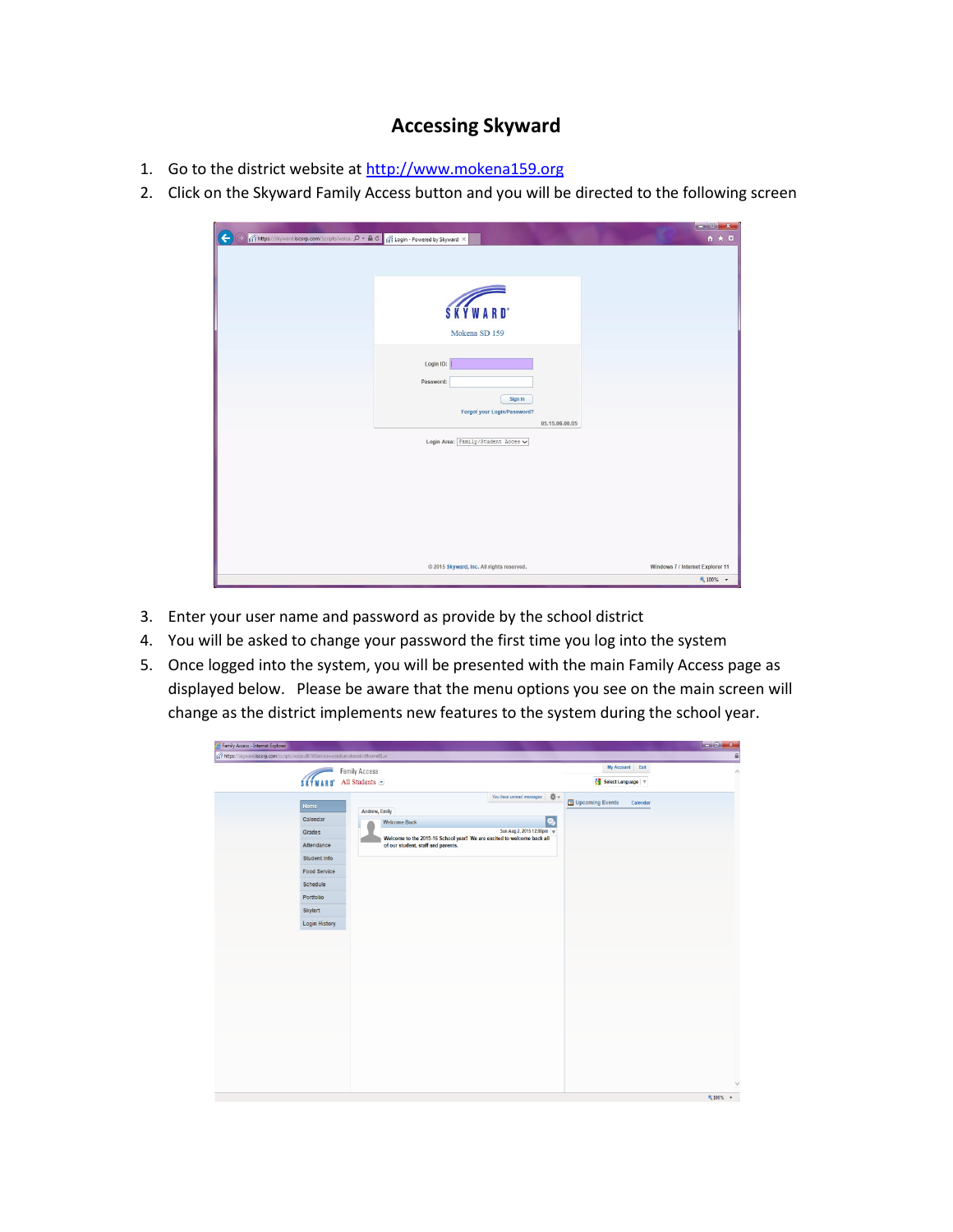# Accessing Skyward

1. Go to the district website at http://www.mokena159.org
2. Click on the Skyward Family Access button and you will be directed to the following screen
3. Enter your user name and password as provide by the school district
4. You will be asked to change your password the first time you log into the system
5. Once logged into the system, you will be presented with the main Family Access page as displayed below. Please be aware that the menu options you see on the main screen will change as the district implements new features to the system during the school year.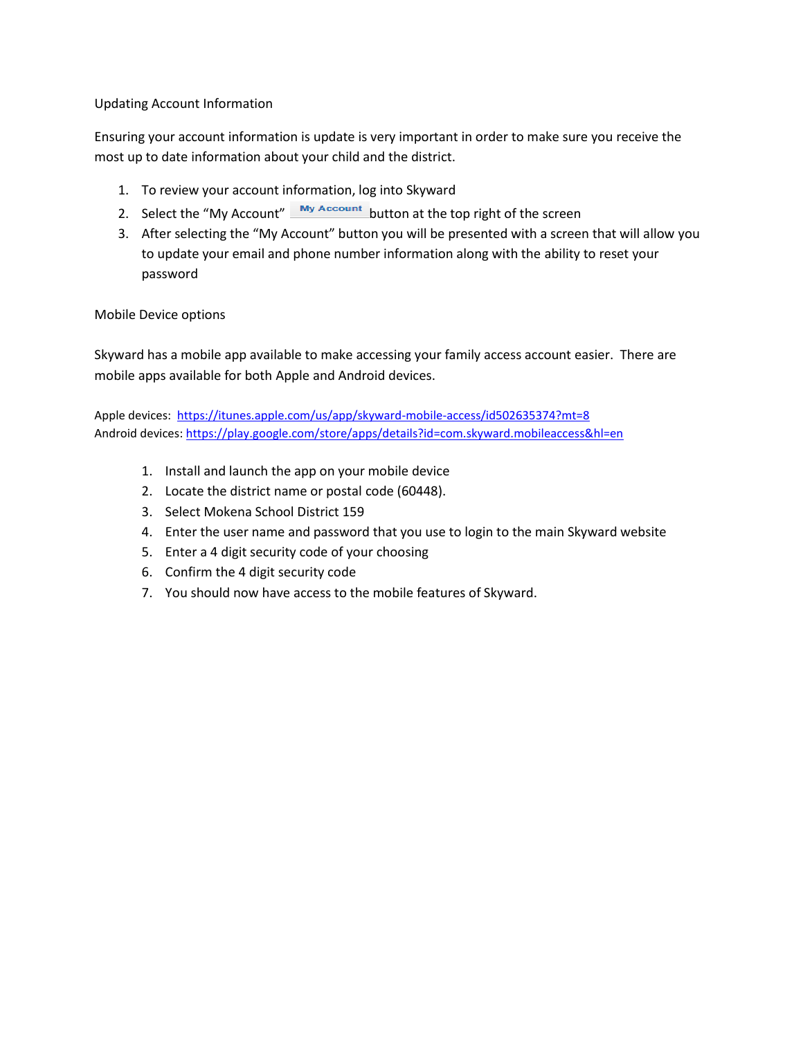Updating Account Information

Ensuring your account information is update is very important in order to make sure you receive the most up to date information about your child and the district.

1. To review your account information, log into Skyward
2. Select the "My Account" My Account button at the top right of the screen
3. After selecting the "My Account" button you will be presented with a screen that will allow you to update your email and phone number information along with the ability to reset your password

Mobile Device options

Skyward has a mobile app available to make accessing your family access account easier. There are mobile apps available for both Apple and Android devices.

Apple devices: https://itunes.apple.com/us/app/skyward-mobile-access/id502635374?mt=8
Android devices: https://play.google.com/store/apps/details?id=com.skyward.mobileaccess&hl=en

1. Install and launch the app on your mobile device
2. Locate the district name or postal code (60448).
3. Select Mokena School District 159
4. Enter the user name and password that you use to login to the main Skyward website
5. Enter a 4 digit security code of your choosing
6. Confirm the 4 digit security code
7. You should now have access to the mobile features of Skyward.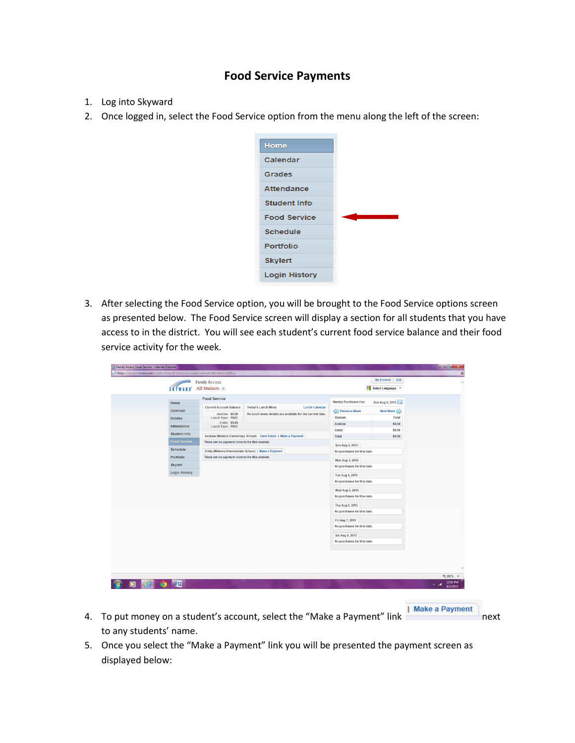# Food Service Payments

1. Log into Skyward
2. Once logged in, select the Food Service option from the menu along the left of the screen:
3. After selecting the Food Service option, you will be brought to the Food Service options screen as presented below. The Food Service screen will display a section for all students that you have access to in the district. You will see each student's current food service balance and their food service activity for the week.
4. To put money on a student's account, select the "Make a Payment" link | Make a Payment next to any students' name.
5. Once you select the "Make a Payment" link you will be presented the payment screen as displayed below: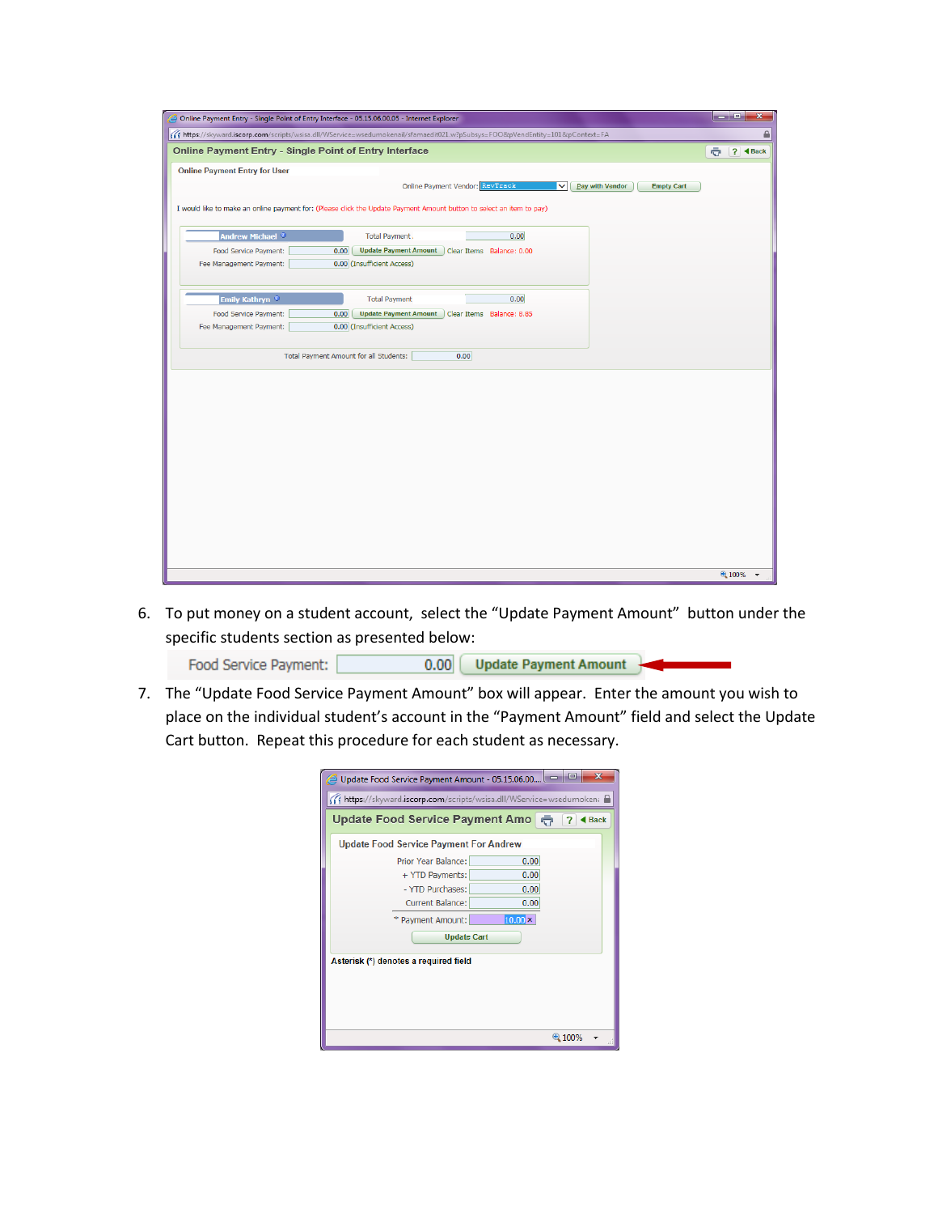6. To put money on a student account, select the "Update Payment Amount" button under the specific students section as presented below:

7. The "Update Food Service Payment Amount" box will appear. Enter the amount you wish to place on the individual student's account in the "Payment Amount" field and select the Update Cart button. Repeat this procedure for each student as necessary.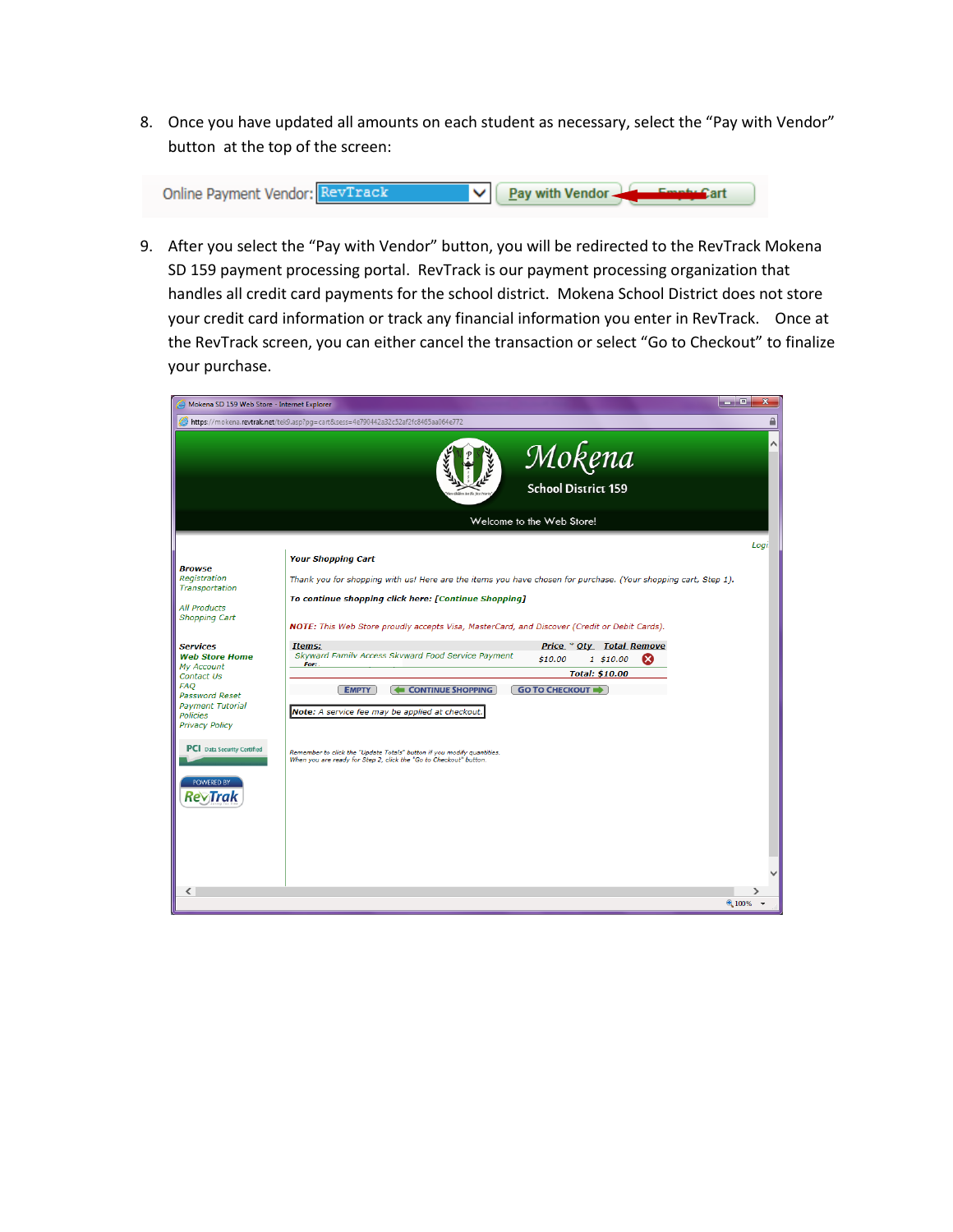8. Once you have updated all amounts on each student as necessary, select the "Pay with Vendor" button at the top of the screen:

9. After you select the "Pay with Vendor" button, you will be redirected to the RevTrack Mokena SD 159 payment processing portal. RevTrack is our payment processing organization that handles all credit card payments for the school district. Mokena School District does not store your credit card information or track any financial information you enter in RevTrack. Once at the RevTrack screen, you can either cancel the transaction or select "Go to Checkout" to finalize your purchase.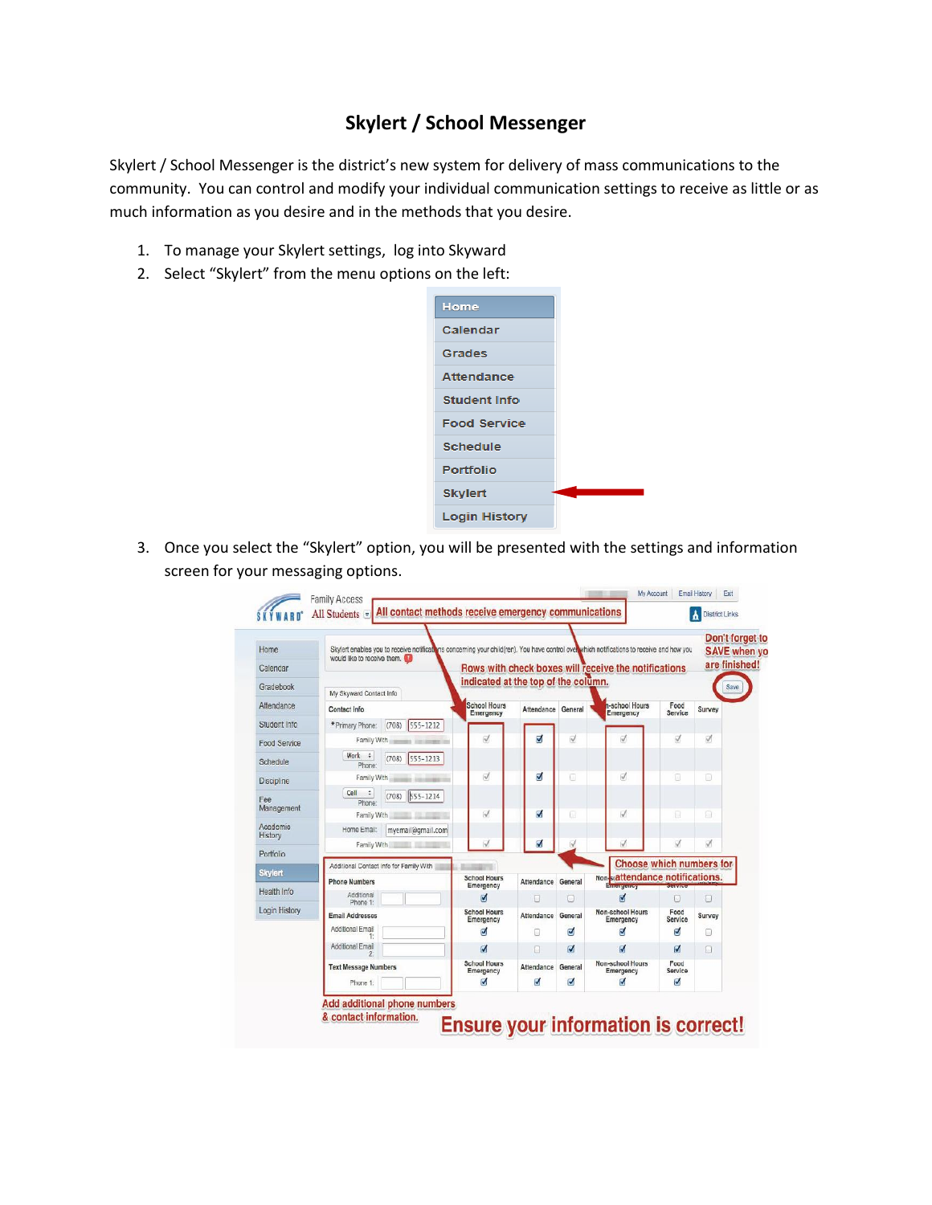# Skylert / School Messenger

Skylert / School Messenger is the district's new system for delivery of mass communications to the community. You can control and modify your individual communication settings to receive as little or as much information as you desire and in the methods that you desire.

1. To manage your Skylert settings, log into Skyward
2. Select "Skylert" from the menu options on the left:

Home
Calendar
Grades
Attendance
Student Info
Food Service
Schedule
Portfolio
Skylert
Login History

3. Once you select the "Skylert" option, you will be presented with the settings and information screen for your messaging options.

All contact methods receive emergency communications

Don't forget to SAVE when you are finished!

Rows with check boxes will receive the notifications indicated at the top of the column.

Choose which numbers for attendance notifications.

Add additional phone numbers & contact information.

Ensure your information is correct!